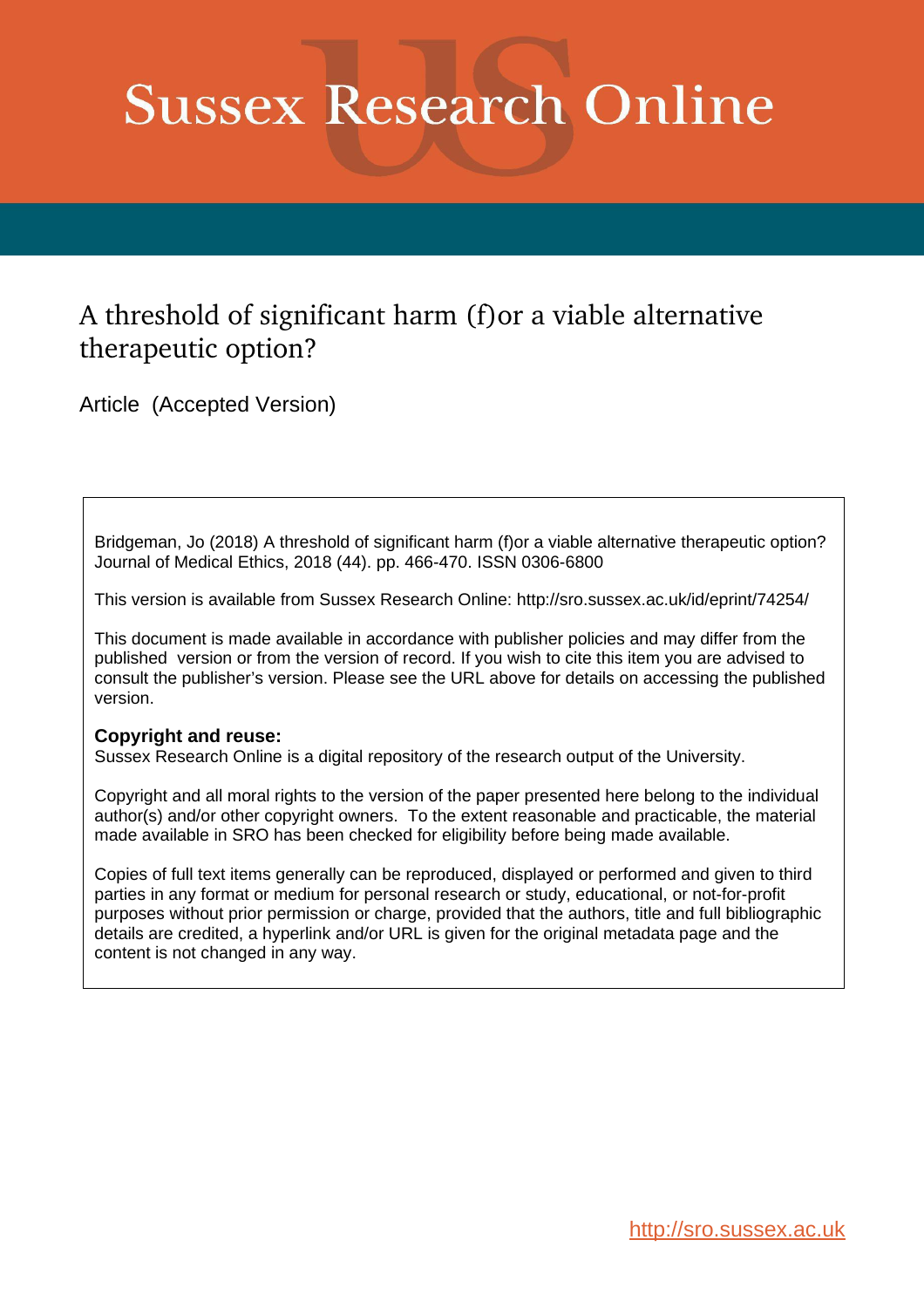# Sussex Research Online

## A threshold of significant harm (f)or a viable alternative therapeutic option?

Article (Accepted Version)

Bridgeman, Jo (2018) A threshold of significant harm (f)or a viable alternative therapeutic option? Journal of Medical Ethics, 2018 (44). pp. 466-470. ISSN 0306-6800

This version is available from Sussex Research Online: http://sro.sussex.ac.uk/id/eprint/74254/

This document is made available in accordance with publisher policies and may differ from the published version or from the version of record. If you wish to cite this item you are advised to consult the publisher's version. Please see the URL above for details on accessing the published version.

**Copyright and reuse:**
Sussex Research Online is a digital repository of the research output of the University.

Copyright and all moral rights to the version of the paper presented here belong to the individual author(s) and/or other copyright owners. To the extent reasonable and practicable, the material made available in SRO has been checked for eligibility before being made available.

Copies of full text items generally can be reproduced, displayed or performed and given to third parties in any format or medium for personal research or study, educational, or not-for-profit purposes without prior permission or charge, provided that the authors, title and full bibliographic details are credited, a hyperlink and/or URL is given for the original metadata page and the content is not changed in any way.

http://sro.sussex.ac.uk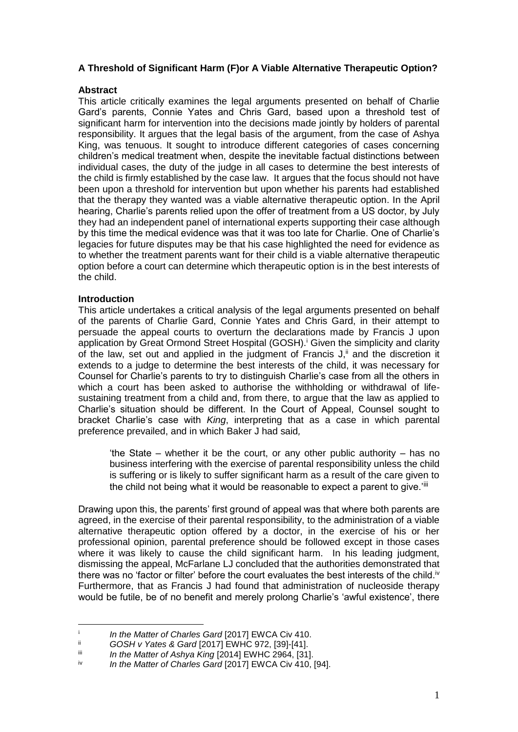**A Threshold of Significant Harm (F)or A Viable Alternative Therapeutic Option?**

**Abstract**

This article critically examines the legal arguments presented on behalf of Charlie Gard's parents, Connie Yates and Chris Gard, based upon a threshold test of significant harm for intervention into the decisions made jointly by holders of parental responsibility. It argues that the legal basis of the argument, from the case of Ashya King, was tenuous. It sought to introduce different categories of cases concerning children's medical treatment when, despite the inevitable factual distinctions between individual cases, the duty of the judge in all cases to determine the best interests of the child is firmly established by the case law. It argues that the focus should not have been upon a threshold for intervention but upon whether his parents had established that the therapy they wanted was a viable alternative therapeutic option. In the April hearing, Charlie's parents relied upon the offer of treatment from a US doctor, by July they had an independent panel of international experts supporting their case although by this time the medical evidence was that it was too late for Charlie. One of Charlie's legacies for future disputes may be that his case highlighted the need for evidence as to whether the treatment parents want for their child is a viable alternative therapeutic option before a court can determine which therapeutic option is in the best interests of the child.

**Introduction**

This article undertakes a critical analysis of the legal arguments presented on behalf of the parents of Charlie Gard, Connie Yates and Chris Gard, in their attempt to persuade the appeal courts to overturn the declarations made by Francis J upon application by Great Ormond Street Hospital (GOSH).[i] Given the simplicity and clarity of the law, set out and applied in the judgment of Francis J,[ii] and the discretion it extends to a judge to determine the best interests of the child, it was necessary for Counsel for Charlie's parents to try to distinguish Charlie's case from all the others in which a court has been asked to authorise the withholding or withdrawal of life-sustaining treatment from a child and, from there, to argue that the law as applied to Charlie's situation should be different. In the Court of Appeal, Counsel sought to bracket Charlie's case with *King*, interpreting that as a case in which parental preference prevailed, and in which Baker J had said,

> 'the State – whether it be the court, or any other public authority – has no business interfering with the exercise of parental responsibility unless the child is suffering or is likely to suffer significant harm as a result of the care given to the child not being what it would be reasonable to expect a parent to give.'[iii]

Drawing upon this, the parents' first ground of appeal was that where both parents are agreed, in the exercise of their parental responsibility, to the administration of a viable alternative therapeutic option offered by a doctor, in the exercise of his or her professional opinion, parental preference should be followed except in those cases where it was likely to cause the child significant harm. In his leading judgment, dismissing the appeal, McFarlane LJ concluded that the authorities demonstrated that there was no 'factor or filter' before the court evaluates the best interests of the child.[iv] Furthermore, that as Francis J had found that administration of nucleoside therapy would be futile, be of no benefit and merely prolong Charlie's 'awful existence', there

---

[i] *In the Matter of Charles Gard* [2017] EWCA Civ 410.

[ii] *GOSH v Yates & Gard* [2017] EWHC 972, [39]-[41].

[iii] *In the Matter of Ashya King* [2014] EWHC 2964, [31].

[iv] *In the Matter of Charles Gard* [2017] EWCA Civ 410, [94].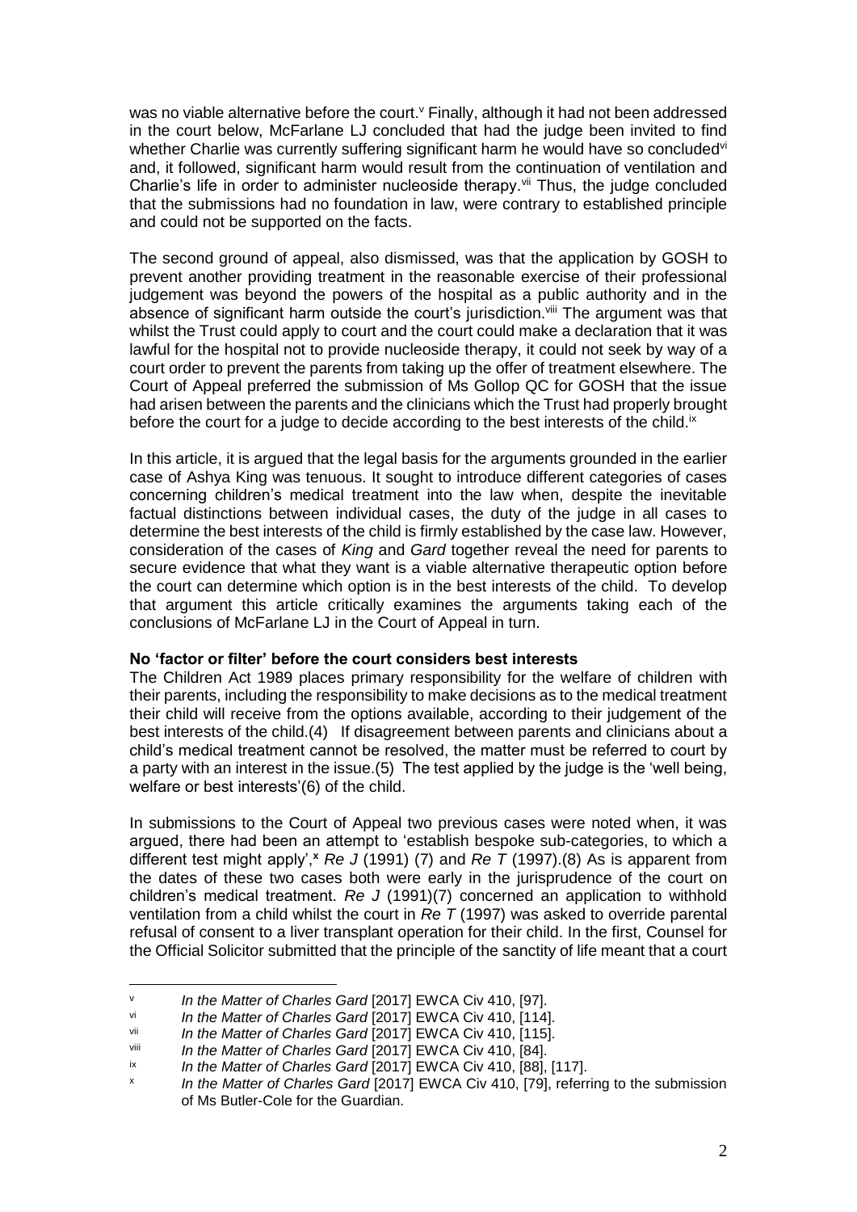was no viable alternative before the court.[v] Finally, although it had not been addressed in the court below, McFarlane LJ concluded that had the judge been invited to find whether Charlie was currently suffering significant harm he would have so concluded[vi] and, it followed, significant harm would result from the continuation of ventilation and Charlie's life in order to administer nucleoside therapy.[vii] Thus, the judge concluded that the submissions had no foundation in law, were contrary to established principle and could not be supported on the facts.

The second ground of appeal, also dismissed, was that the application by GOSH to prevent another providing treatment in the reasonable exercise of their professional judgement was beyond the powers of the hospital as a public authority and in the absence of significant harm outside the court's jurisdiction.[viii] The argument was that whilst the Trust could apply to court and the court could make a declaration that it was lawful for the hospital not to provide nucleoside therapy, it could not seek by way of a court order to prevent the parents from taking up the offer of treatment elsewhere. The Court of Appeal preferred the submission of Ms Gollop QC for GOSH that the issue had arisen between the parents and the clinicians which the Trust had properly brought before the court for a judge to decide according to the best interests of the child.[ix]

In this article, it is argued that the legal basis for the arguments grounded in the earlier case of Ashya King was tenuous. It sought to introduce different categories of cases concerning children's medical treatment into the law when, despite the inevitable factual distinctions between individual cases, the duty of the judge in all cases to determine the best interests of the child is firmly established by the case law. However, consideration of the cases of *King* and *Gard* together reveal the need for parents to secure evidence that what they want is a viable alternative therapeutic option before the court can determine which option is in the best interests of the child. To develop that argument this article critically examines the arguments taking each of the conclusions of McFarlane LJ in the Court of Appeal in turn.

**No 'factor or filter' before the court considers best interests**

The Children Act 1989 places primary responsibility for the welfare of children with their parents, including the responsibility to make decisions as to the medical treatment their child will receive from the options available, according to their judgement of the best interests of the child.(4) If disagreement between parents and clinicians about a child's medical treatment cannot be resolved, the matter must be referred to court by a party with an interest in the issue.(5) The test applied by the judge is the 'well being, welfare or best interests'(6) of the child.

In submissions to the Court of Appeal two previous cases were noted when, it was argued, there had been an attempt to 'establish bespoke sub-categories, to which a different test might apply',[x] *Re J* (1991) (7) and *Re T* (1997).(8) As is apparent from the dates of these two cases both were early in the jurisprudence of the court on children's medical treatment. *Re J* (1991)(7) concerned an application to withhold ventilation from a child whilst the court in *Re T* (1997) was asked to override parental refusal of consent to a liver transplant operation for their child. In the first, Counsel for the Official Solicitor submitted that the principle of the sanctity of life meant that a court

---

[v] *In the Matter of Charles Gard* [2017] EWCA Civ 410, [97].

[vi] *In the Matter of Charles Gard* [2017] EWCA Civ 410, [114].

[vii] *In the Matter of Charles Gard* [2017] EWCA Civ 410, [115].

[viii] *In the Matter of Charles Gard* [2017] EWCA Civ 410, [84].

[ix] *In the Matter of Charles Gard* [2017] EWCA Civ 410, [88], [117].

[x] *In the Matter of Charles Gard* [2017] EWCA Civ 410, [79], referring to the submission of Ms Butler-Cole for the Guardian.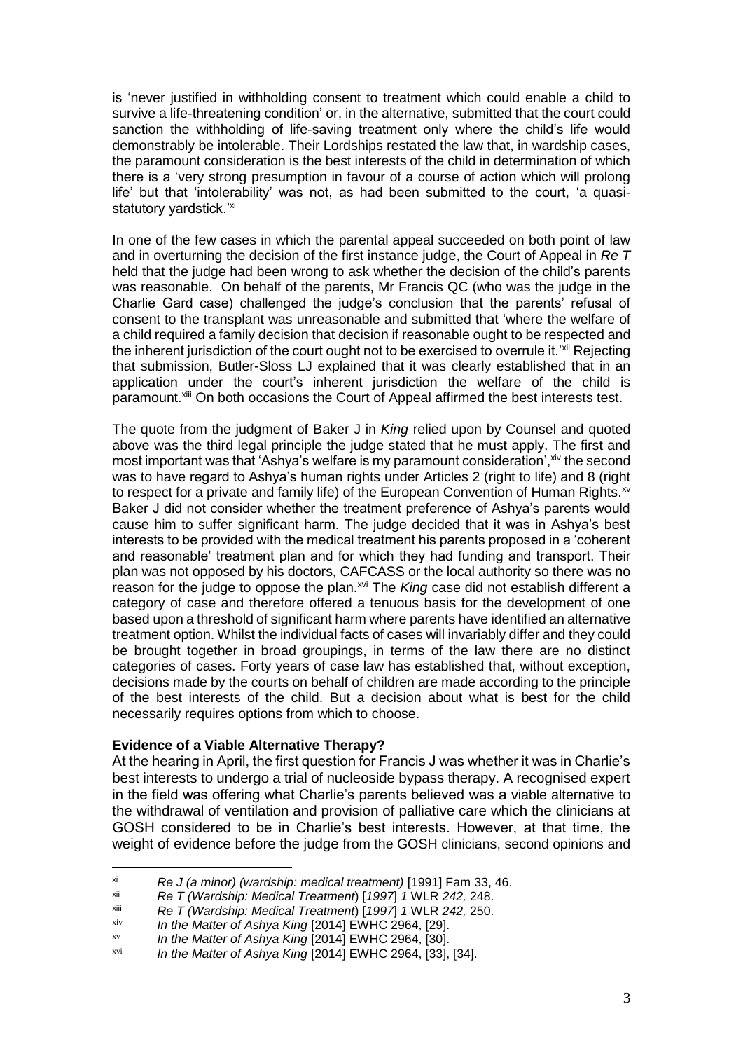is 'never justified in withholding consent to treatment which could enable a child to survive a life-threatening condition' or, in the alternative, submitted that the court could sanction the withholding of life-saving treatment only where the child's life would demonstrably be intolerable. Their Lordships restated the law that, in wardship cases, the paramount consideration is the best interests of the child in determination of which there is a 'very strong presumption in favour of a course of action which will prolong life' but that 'intolerability' was not, as had been submitted to the court, 'a quasi-statutory yardstick.'[xi]

In one of the few cases in which the parental appeal succeeded on both point of law and in overturning the decision of the first instance judge, the Court of Appeal in *Re T* held that the judge had been wrong to ask whether the decision of the child's parents was reasonable. On behalf of the parents, Mr Francis QC (who was the judge in the Charlie Gard case) challenged the judge's conclusion that the parents' refusal of consent to the transplant was unreasonable and submitted that 'where the welfare of a child required a family decision that decision if reasonable ought to be respected and the inherent jurisdiction of the court ought not to be exercised to overrule it.'[xii] Rejecting that submission, Butler-Sloss LJ explained that it was clearly established that in an application under the court's inherent jurisdiction the welfare of the child is paramount.[xiii] On both occasions the Court of Appeal affirmed the best interests test.

The quote from the judgment of Baker J in *King* relied upon by Counsel and quoted above was the third legal principle the judge stated that he must apply. The first and most important was that 'Ashya's welfare is my paramount consideration',[xiv] the second was to have regard to Ashya's human rights under Articles 2 (right to life) and 8 (right to respect for a private and family life) of the European Convention of Human Rights.[xv] Baker J did not consider whether the treatment preference of Ashya's parents would cause him to suffer significant harm. The judge decided that it was in Ashya's best interests to be provided with the medical treatment his parents proposed in a 'coherent and reasonable' treatment plan and for which they had funding and transport. Their plan was not opposed by his doctors, CAFCASS or the local authority so there was no reason for the judge to oppose the plan.[xvi] The *King* case did not establish different a category of case and therefore offered a tenuous basis for the development of one based upon a threshold of significant harm where parents have identified an alternative treatment option. Whilst the individual facts of cases will invariably differ and they could be brought together in broad groupings, in terms of the law there are no distinct categories of cases. Forty years of case law has established that, without exception, decisions made by the courts on behalf of children are made according to the principle of the best interests of the child. But a decision about what is best for the child necessarily requires options from which to choose.

**Evidence of a Viable Alternative Therapy?**

At the hearing in April, the first question for Francis J was whether it was in Charlie's best interests to undergo a trial of nucleoside bypass therapy. A recognised expert in the field was offering what Charlie's parents believed was a viable alternative to the withdrawal of ventilation and provision of palliative care which the clinicians at GOSH considered to be in Charlie's best interests. However, at that time, the weight of evidence before the judge from the GOSH clinicians, second opinions and

---

[xi] *Re J (a minor) (wardship: medical treatment)* [1991] Fam 33, 46.

[xii] *Re T (Wardship: Medical Treatment*) [*1997*] *1* WLR *242,* 248.

[xiii] *Re T (Wardship: Medical Treatment*) [*1997*] *1* WLR *242,* 250.

[xiv] *In the Matter of Ashya King* [2014] EWHC 2964, [29].

[xv] *In the Matter of Ashya King* [2014] EWHC 2964, [30].

[xvi] *In the Matter of Ashya King* [2014] EWHC 2964, [33], [34].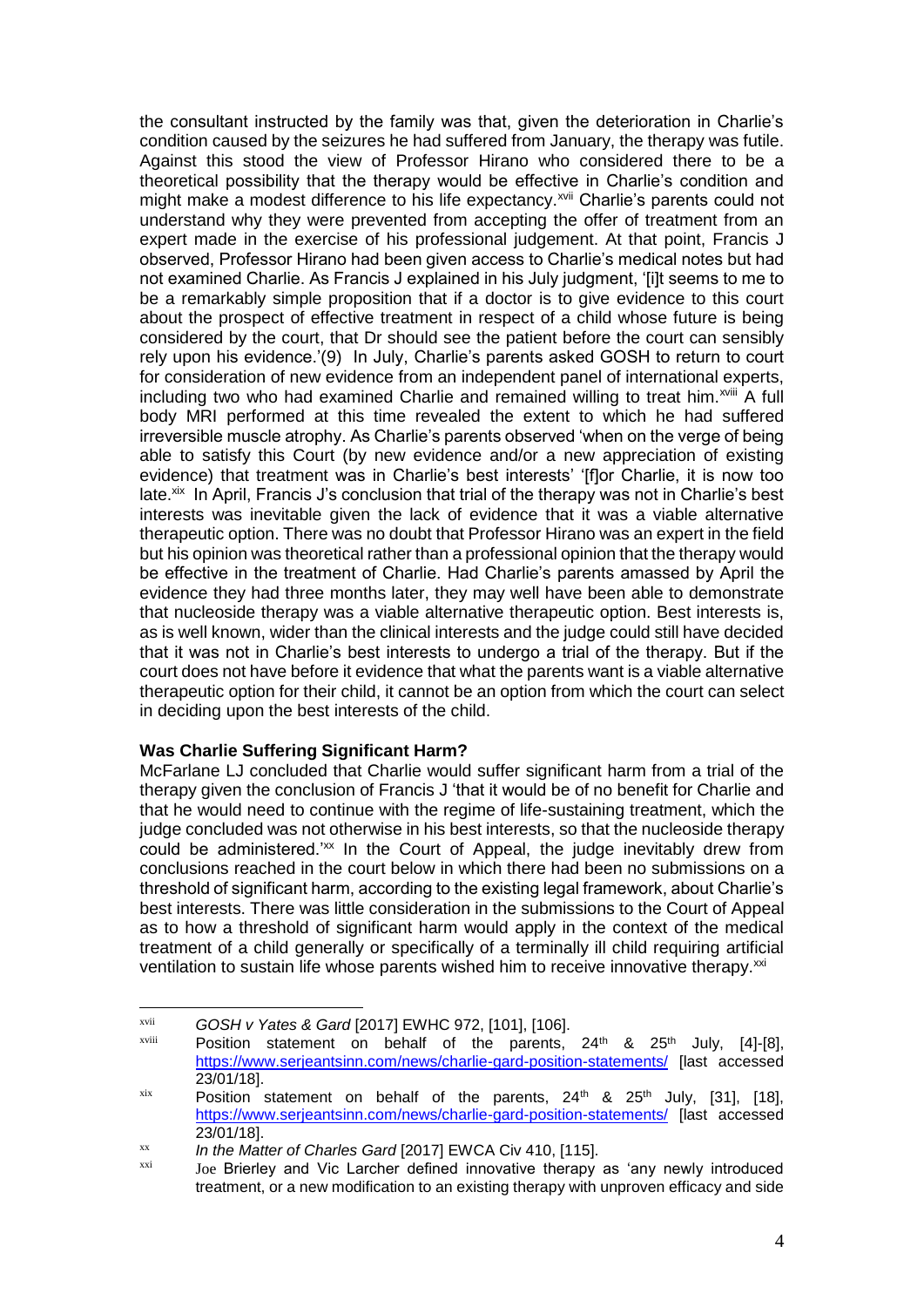the consultant instructed by the family was that, given the deterioration in Charlie's condition caused by the seizures he had suffered from January, the therapy was futile. Against this stood the view of Professor Hirano who considered there to be a theoretical possibility that the therapy would be effective in Charlie's condition and might make a modest difference to his life expectancy.[xvii] Charlie's parents could not understand why they were prevented from accepting the offer of treatment from an expert made in the exercise of his professional judgement. At that point, Francis J observed, Professor Hirano had been given access to Charlie's medical notes but had not examined Charlie. As Francis J explained in his July judgment, '[i]t seems to me to be a remarkably simple proposition that if a doctor is to give evidence to this court about the prospect of effective treatment in respect of a child whose future is being considered by the court, that Dr should see the patient before the court can sensibly rely upon his evidence.'(9) In July, Charlie's parents asked GOSH to return to court for consideration of new evidence from an independent panel of international experts, including two who had examined Charlie and remained willing to treat him.[xviii] A full body MRI performed at this time revealed the extent to which he had suffered irreversible muscle atrophy. As Charlie's parents observed 'when on the verge of being able to satisfy this Court (by new evidence and/or a new appreciation of existing evidence) that treatment was in Charlie's best interests' '[f]or Charlie, it is now too late.[xix] In April, Francis J's conclusion that trial of the therapy was not in Charlie's best interests was inevitable given the lack of evidence that it was a viable alternative therapeutic option. There was no doubt that Professor Hirano was an expert in the field but his opinion was theoretical rather than a professional opinion that the therapy would be effective in the treatment of Charlie. Had Charlie's parents amassed by April the evidence they had three months later, they may well have been able to demonstrate that nucleoside therapy was a viable alternative therapeutic option. Best interests is, as is well known, wider than the clinical interests and the judge could still have decided that it was not in Charlie's best interests to undergo a trial of the therapy. But if the court does not have before it evidence that what the parents want is a viable alternative therapeutic option for their child, it cannot be an option from which the court can select in deciding upon the best interests of the child.

**Was Charlie Suffering Significant Harm?**

McFarlane LJ concluded that Charlie would suffer significant harm from a trial of the therapy given the conclusion of Francis J 'that it would be of no benefit for Charlie and that he would need to continue with the regime of life-sustaining treatment, which the judge concluded was not otherwise in his best interests, so that the nucleoside therapy could be administered.'[xx] In the Court of Appeal, the judge inevitably drew from conclusions reached in the court below in which there had been no submissions on a threshold of significant harm, according to the existing legal framework, about Charlie's best interests. There was little consideration in the submissions to the Court of Appeal as to how a threshold of significant harm would apply in the context of the medical treatment of a child generally or specifically of a terminally ill child requiring artificial ventilation to sustain life whose parents wished him to receive innovative therapy.[xxi]

---

[xvii] *GOSH v Yates & Gard* [2017] EWHC 972, [101], [106].

[xviii] Position statement on behalf of the parents, 24th & 25th July, [4]-[8], https://www.serjeantsinn.com/news/charlie-gard-position-statements/ [last accessed 23/01/18].

[xix] Position statement on behalf of the parents, 24th & 25th July, [31], [18], https://www.serjeantsinn.com/news/charlie-gard-position-statements/ [last accessed 23/01/18].

[xx] *In the Matter of Charles Gard* [2017] EWCA Civ 410, [115].

[xxi] Joe Brierley and Vic Larcher defined innovative therapy as 'any newly introduced treatment, or a new modification to an existing therapy with unproven efficacy and side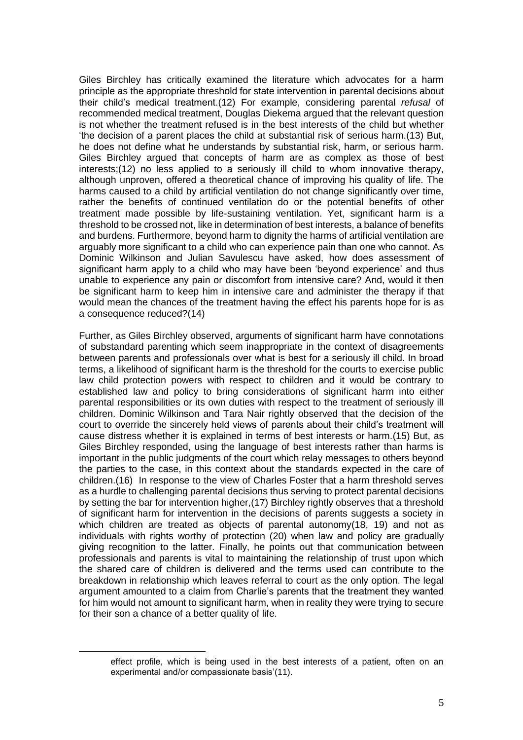Giles Birchley has critically examined the literature which advocates for a harm principle as the appropriate threshold for state intervention in parental decisions about their child's medical treatment.(12) For example, considering parental *refusal* of recommended medical treatment, Douglas Diekema argued that the relevant question is not whether the treatment refused is in the best interests of the child but whether 'the decision of a parent places the child at substantial risk of serious harm.(13) But, he does not define what he understands by substantial risk, harm, or serious harm. Giles Birchley argued that concepts of harm are as complex as those of best interests;(12) no less applied to a seriously ill child to whom innovative therapy, although unproven, offered a theoretical chance of improving his quality of life. The harms caused to a child by artificial ventilation do not change significantly over time, rather the benefits of continued ventilation do or the potential benefits of other treatment made possible by life-sustaining ventilation. Yet, significant harm is a threshold to be crossed not, like in determination of best interests, a balance of benefits and burdens. Furthermore, beyond harm to dignity the harms of artificial ventilation are arguably more significant to a child who can experience pain than one who cannot. As Dominic Wilkinson and Julian Savulescu have asked, how does assessment of significant harm apply to a child who may have been 'beyond experience' and thus unable to experience any pain or discomfort from intensive care? And, would it then be significant harm to keep him in intensive care and administer the therapy if that would mean the chances of the treatment having the effect his parents hope for is as a consequence reduced?(14)

Further, as Giles Birchley observed, arguments of significant harm have connotations of substandard parenting which seem inappropriate in the context of disagreements between parents and professionals over what is best for a seriously ill child. In broad terms, a likelihood of significant harm is the threshold for the courts to exercise public law child protection powers with respect to children and it would be contrary to established law and policy to bring considerations of significant harm into either parental responsibilities or its own duties with respect to the treatment of seriously ill children. Dominic Wilkinson and Tara Nair rightly observed that the decision of the court to override the sincerely held views of parents about their child's treatment will cause distress whether it is explained in terms of best interests or harm.(15) But, as Giles Birchley responded, using the language of best interests rather than harms is important in the public judgments of the court which relay messages to others beyond the parties to the case, in this context about the standards expected in the care of children.(16) In response to the view of Charles Foster that a harm threshold serves as a hurdle to challenging parental decisions thus serving to protect parental decisions by setting the bar for intervention higher,(17) Birchley rightly observes that a threshold of significant harm for intervention in the decisions of parents suggests a society in which children are treated as objects of parental autonomy(18, 19) and not as individuals with rights worthy of protection (20) when law and policy are gradually giving recognition to the latter. Finally, he points out that communication between professionals and parents is vital to maintaining the relationship of trust upon which the shared care of children is delivered and the terms used can contribute to the breakdown in relationship which leaves referral to court as the only option. The legal argument amounted to a claim from Charlie's parents that the treatment they wanted for him would not amount to significant harm, when in reality they were trying to secure for their son a chance of a better quality of life.

effect profile, which is being used in the best interests of a patient, often on an experimental and/or compassionate basis'(11).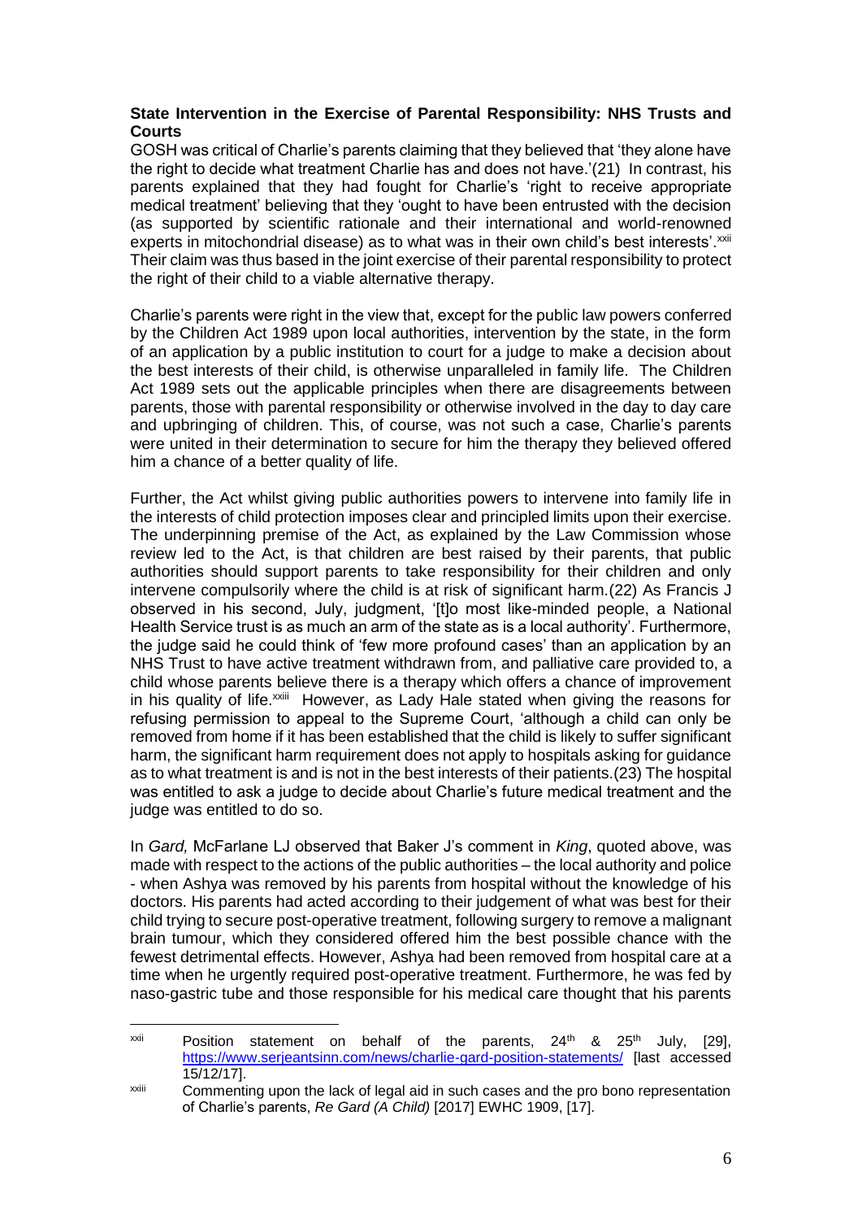**State Intervention in the Exercise of Parental Responsibility: NHS Trusts and Courts**

GOSH was critical of Charlie's parents claiming that they believed that 'they alone have the right to decide what treatment Charlie has and does not have.'(21) In contrast, his parents explained that they had fought for Charlie's 'right to receive appropriate medical treatment' believing that they 'ought to have been entrusted with the decision (as supported by scientific rationale and their international and world-renowned experts in mitochondrial disease) as to what was in their own child's best interests'.[xxii] Their claim was thus based in the joint exercise of their parental responsibility to protect the right of their child to a viable alternative therapy.

Charlie's parents were right in the view that, except for the public law powers conferred by the Children Act 1989 upon local authorities, intervention by the state, in the form of an application by a public institution to court for a judge to make a decision about the best interests of their child, is otherwise unparalleled in family life. The Children Act 1989 sets out the applicable principles when there are disagreements between parents, those with parental responsibility or otherwise involved in the day to day care and upbringing of children. This, of course, was not such a case, Charlie's parents were united in their determination to secure for him the therapy they believed offered him a chance of a better quality of life.

Further, the Act whilst giving public authorities powers to intervene into family life in the interests of child protection imposes clear and principled limits upon their exercise. The underpinning premise of the Act, as explained by the Law Commission whose review led to the Act, is that children are best raised by their parents, that public authorities should support parents to take responsibility for their children and only intervene compulsorily where the child is at risk of significant harm.(22) As Francis J observed in his second, July, judgment, '[t]o most like-minded people, a National Health Service trust is as much an arm of the state as is a local authority'. Furthermore, the judge said he could think of 'few more profound cases' than an application by an NHS Trust to have active treatment withdrawn from, and palliative care provided to, a child whose parents believe there is a therapy which offers a chance of improvement in his quality of life.[xxiii] However, as Lady Hale stated when giving the reasons for refusing permission to appeal to the Supreme Court, 'although a child can only be removed from home if it has been established that the child is likely to suffer significant harm, the significant harm requirement does not apply to hospitals asking for guidance as to what treatment is and is not in the best interests of their patients.(23) The hospital was entitled to ask a judge to decide about Charlie's future medical treatment and the judge was entitled to do so.

In *Gard,* McFarlane LJ observed that Baker J's comment in *King*, quoted above, was made with respect to the actions of the public authorities – the local authority and police - when Ashya was removed by his parents from hospital without the knowledge of his doctors. His parents had acted according to their judgement of what was best for their child trying to secure post-operative treatment, following surgery to remove a malignant brain tumour, which they considered offered him the best possible chance with the fewest detrimental effects. However, Ashya had been removed from hospital care at a time when he urgently required post-operative treatment. Furthermore, he was fed by naso-gastric tube and those responsible for his medical care thought that his parents

---

[xxii] Position statement on behalf of the parents, 24th & 25th July, [29], https://www.serjeantsinn.com/news/charlie-gard-position-statements/ [last accessed 15/12/17].

[xxiii] Commenting upon the lack of legal aid in such cases and the pro bono representation of Charlie's parents, *Re Gard (A Child)* [2017] EWHC 1909, [17].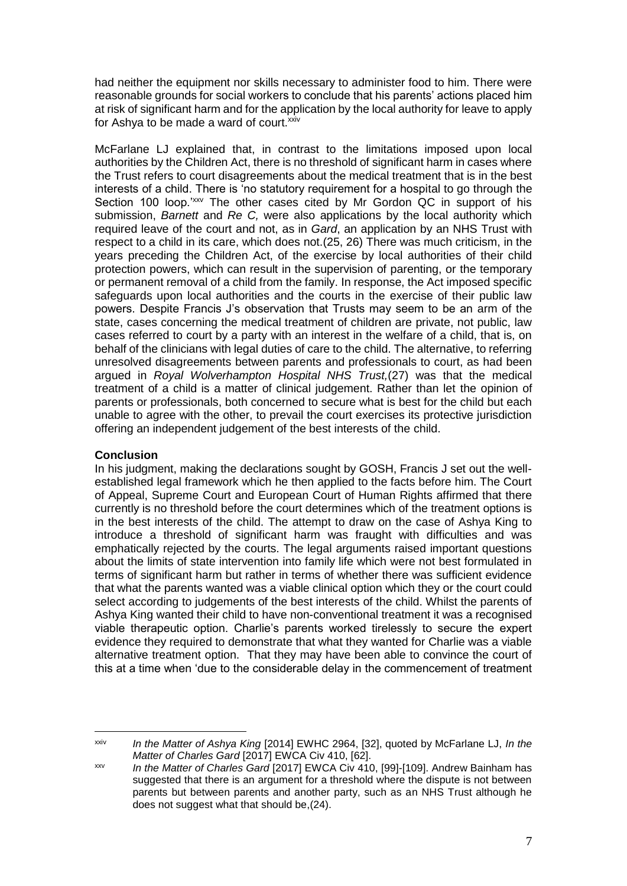had neither the equipment nor skills necessary to administer food to him. There were reasonable grounds for social workers to conclude that his parents' actions placed him at risk of significant harm and for the application by the local authority for leave to apply for Ashya to be made a ward of court.[xxiv]

McFarlane LJ explained that, in contrast to the limitations imposed upon local authorities by the Children Act, there is no threshold of significant harm in cases where the Trust refers to court disagreements about the medical treatment that is in the best interests of a child. There is 'no statutory requirement for a hospital to go through the Section 100 loop.'[xxv] The other cases cited by Mr Gordon QC in support of his submission, *Barnett* and *Re C,* were also applications by the local authority which required leave of the court and not, as in *Gard*, an application by an NHS Trust with respect to a child in its care, which does not.(25, 26) There was much criticism, in the years preceding the Children Act, of the exercise by local authorities of their child protection powers, which can result in the supervision of parenting, or the temporary or permanent removal of a child from the family. In response, the Act imposed specific safeguards upon local authorities and the courts in the exercise of their public law powers. Despite Francis J's observation that Trusts may seem to be an arm of the state, cases concerning the medical treatment of children are private, not public, law cases referred to court by a party with an interest in the welfare of a child, that is, on behalf of the clinicians with legal duties of care to the child. The alternative, to referring unresolved disagreements between parents and professionals to court, as had been argued in *Royal Wolverhampton Hospital NHS Trust,*(27) was that the medical treatment of a child is a matter of clinical judgement. Rather than let the opinion of parents or professionals, both concerned to secure what is best for the child but each unable to agree with the other, to prevail the court exercises its protective jurisdiction offering an independent judgement of the best interests of the child.

**Conclusion**

In his judgment, making the declarations sought by GOSH, Francis J set out the well-established legal framework which he then applied to the facts before him. The Court of Appeal, Supreme Court and European Court of Human Rights affirmed that there currently is no threshold before the court determines which of the treatment options is in the best interests of the child. The attempt to draw on the case of Ashya King to introduce a threshold of significant harm was fraught with difficulties and was emphatically rejected by the courts. The legal arguments raised important questions about the limits of state intervention into family life which were not best formulated in terms of significant harm but rather in terms of whether there was sufficient evidence that what the parents wanted was a viable clinical option which they or the court could select according to judgements of the best interests of the child. Whilst the parents of Ashya King wanted their child to have non-conventional treatment it was a recognised viable therapeutic option. Charlie's parents worked tirelessly to secure the expert evidence they required to demonstrate that what they wanted for Charlie was a viable alternative treatment option. That they may have been able to convince the court of this at a time when 'due to the considerable delay in the commencement of treatment

---

[xxiv] *In the Matter of Ashya King* [2014] EWHC 2964, [32], quoted by McFarlane LJ, *In the Matter of Charles Gard* [2017] EWCA Civ 410, [62].

[xxv] *In the Matter of Charles Gard* [2017] EWCA Civ 410, [99]-[109]. Andrew Bainham has suggested that there is an argument for a threshold where the dispute is not between parents but between parents and another party, such as an NHS Trust although he does not suggest what that should be,(24).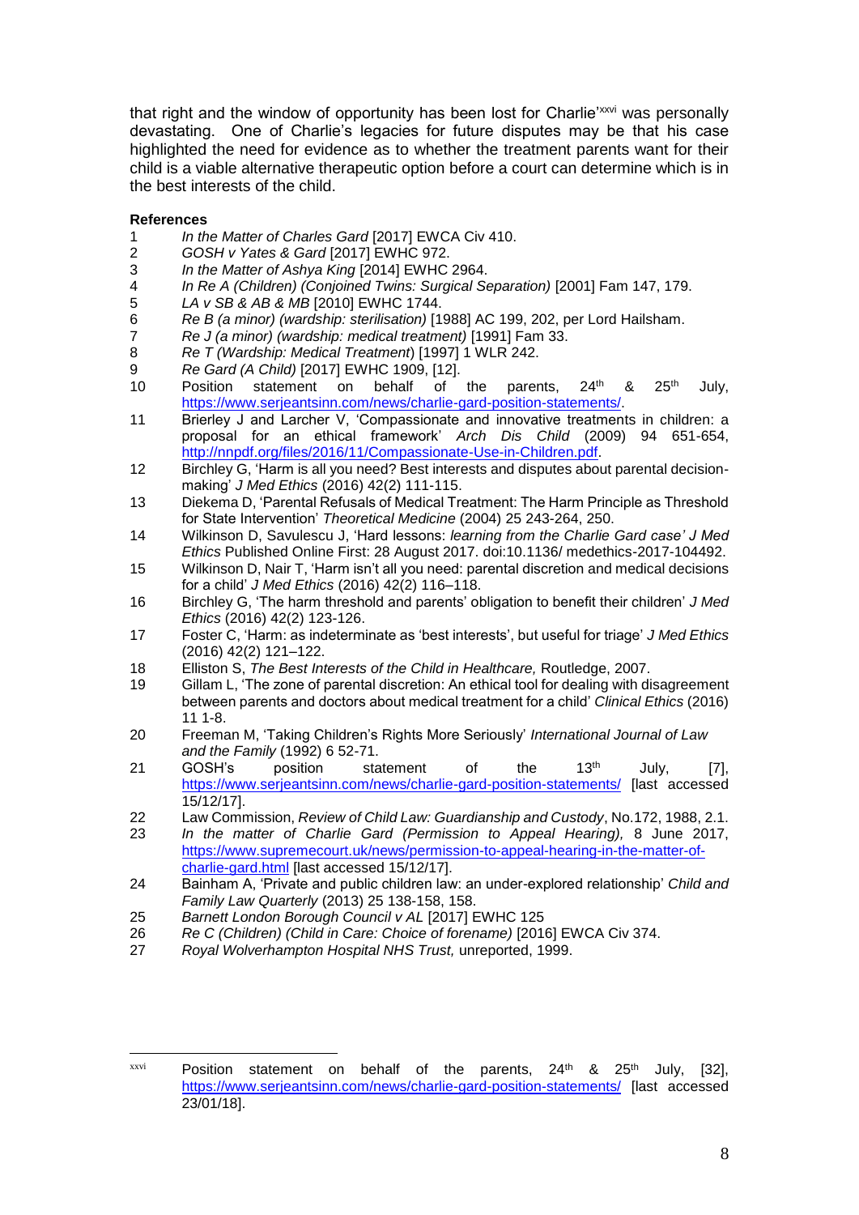that right and the window of opportunity has been lost for Charlie'[xxvi] was personally devastating. One of Charlie's legacies for future disputes may be that his case highlighted the need for evidence as to whether the treatment parents want for their child is a viable alternative therapeutic option before a court can determine which is in the best interests of the child.

**References**

1 *In the Matter of Charles Gard* [2017] EWCA Civ 410.
2 *GOSH v Yates & Gard* [2017] EWHC 972.
3 *In the Matter of Ashya King* [2014] EWHC 2964.
4 *In Re A (Children) (Conjoined Twins: Surgical Separation)* [2001] Fam 147, 179.
5 *LA v SB & AB & MB* [2010] EWHC 1744.
6 *Re B (a minor) (wardship: sterilisation)* [1988] AC 199, 202, per Lord Hailsham.
7 *Re J (a minor) (wardship: medical treatment)* [1991] Fam 33.
8 *Re T (Wardship: Medical Treatment*) [1997] 1 WLR 242.
9 *Re Gard (A Child)* [2017] EWHC 1909, [12].
10 Position statement on behalf of the parents, 24th & 25th July, https://www.serjeantsinn.com/news/charlie-gard-position-statements/.
11 Brierley J and Larcher V, 'Compassionate and innovative treatments in children: a proposal for an ethical framework' *Arch Dis Child* (2009) 94 651-654, http://nnpdf.org/files/2016/11/Compassionate-Use-in-Children.pdf.
12 Birchley G, 'Harm is all you need? Best interests and disputes about parental decision-making' *J Med Ethics* (2016) 42(2) 111-115.
13 Diekema D, 'Parental Refusals of Medical Treatment: The Harm Principle as Threshold for State Intervention' *Theoretical Medicine* (2004) 25 243-264, 250.
14 Wilkinson D, Savulescu J, 'Hard lessons: *learning from the Charlie Gard case' J Med Ethics* Published Online First: 28 August 2017. doi:10.1136/ medethics-2017-104492.
15 Wilkinson D, Nair T, 'Harm isn't all you need: parental discretion and medical decisions for a child' *J Med Ethics* (2016) 42(2) 116–118.
16 Birchley G, 'The harm threshold and parents' obligation to benefit their children' *J Med Ethics* (2016) 42(2) 123-126.
17 Foster C, 'Harm: as indeterminate as 'best interests', but useful for triage' *J Med Ethics* (2016) 42(2) 121–122.
18 Elliston S, *The Best Interests of the Child in Healthcare,* Routledge, 2007.
19 Gillam L, 'The zone of parental discretion: An ethical tool for dealing with disagreement between parents and doctors about medical treatment for a child' *Clinical Ethics* (2016) 11 1-8.
20 Freeman M, 'Taking Children's Rights More Seriously' *International Journal of Law and the Family* (1992) 6 52-71.
21 GOSH's position statement of the 13th July, [7], https://www.serjeantsinn.com/news/charlie-gard-position-statements/ [last accessed 15/12/17].
22 Law Commission, *Review of Child Law: Guardianship and Custody*, No.172, 1988, 2.1.
23 *In the matter of Charlie Gard (Permission to Appeal Hearing),* 8 June 2017, https://www.supremecourt.uk/news/permission-to-appeal-hearing-in-the-matter-of-charlie-gard.html [last accessed 15/12/17].
24 Bainham A, 'Private and public children law: an under-explored relationship' *Child and Family Law Quarterly* (2013) 25 138-158, 158.
25 *Barnett London Borough Council v AL* [2017] EWHC 125
26 *Re C (Children) (Child in Care: Choice of forename)* [2016] EWCA Civ 374.
27 *Royal Wolverhampton Hospital NHS Trust,* unreported, 1999.

---

xxvi Position statement on behalf of the parents, 24th & 25th July, [32], https://www.serjeantsinn.com/news/charlie-gard-position-statements/ [last accessed 23/01/18].